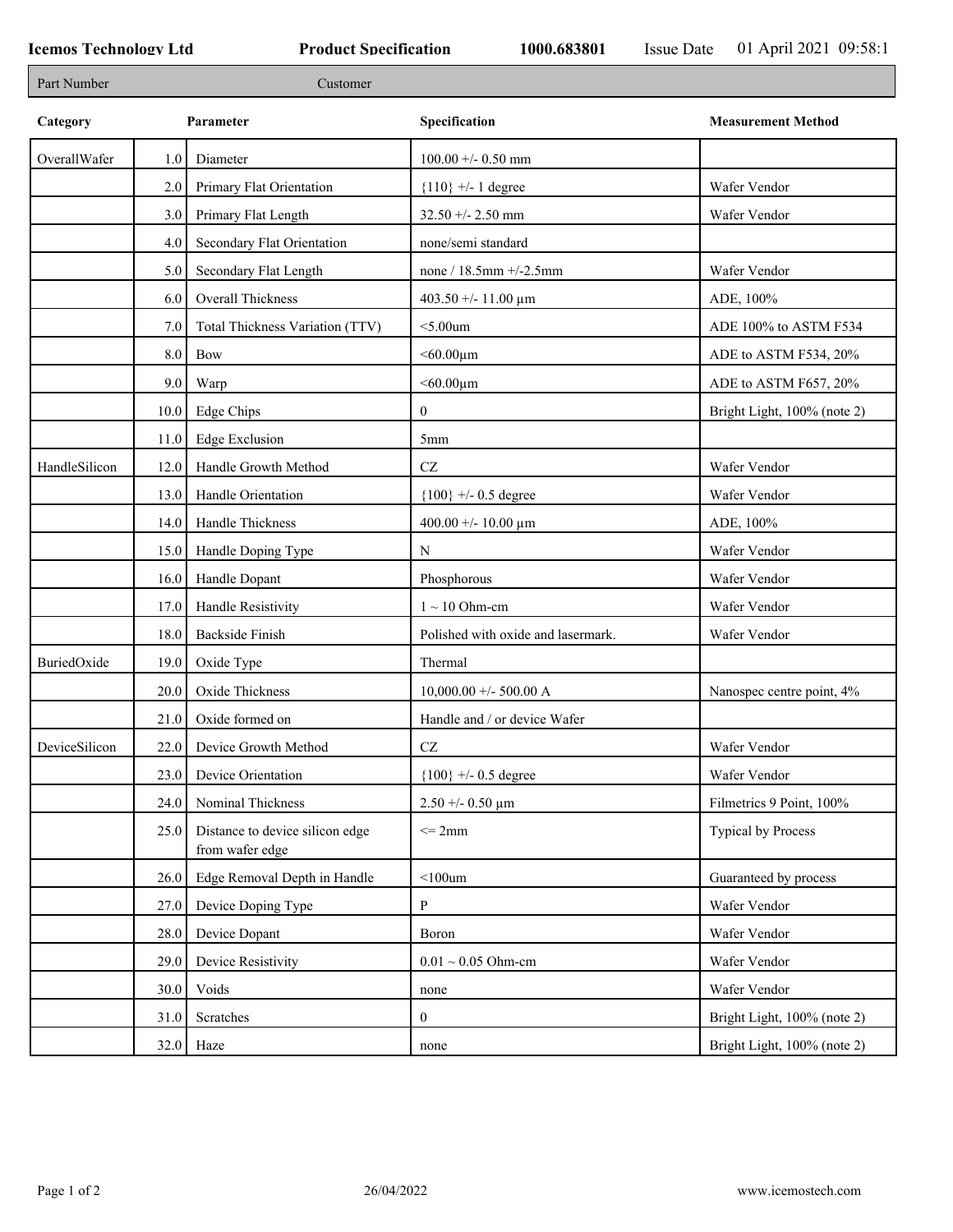**Icemos Technology Ltd** **Product Specification** **1000.683801** Issue Date 01 April 2021 09:58:1

| Part Number | Customer |
|---|---|

| Category | | Parameter | Specification | Measurement Method |
|---|---|---|---|---|
| OverallWafer | 1.0 | Diameter | 100.00 +/- 0.50 mm | |
| | 2.0 | Primary Flat Orientation | {110} +/- 1 degree | Wafer Vendor |
| | 3.0 | Primary Flat Length | 32.50 +/- 2.50 mm | Wafer Vendor |
| | 4.0 | Secondary Flat Orientation | none/semi standard | |
| | 5.0 | Secondary Flat Length | none / 18.5mm +/-2.5mm | Wafer Vendor |
| | 6.0 | Overall Thickness | 403.50 +/- 11.00 µm | ADE, 100% |
| | 7.0 | Total Thickness Variation (TTV) | <5.00um | ADE 100% to ASTM F534 |
| | 8.0 | Bow | <60.00µm | ADE to ASTM F534, 20% |
| | 9.0 | Warp | <60.00µm | ADE to ASTM F657, 20% |
| | 10.0 | Edge Chips | 0 | Bright Light, 100% (note 2) |
| | 11.0 | Edge Exclusion | 5mm | |
| HandleSilicon | 12.0 | Handle Growth Method | CZ | Wafer Vendor |
| | 13.0 | Handle Orientation | {100} +/- 0.5 degree | Wafer Vendor |
| | 14.0 | Handle Thickness | 400.00 +/- 10.00 µm | ADE, 100% |
| | 15.0 | Handle Doping Type | N | Wafer Vendor |
| | 16.0 | Handle Dopant | Phosphorous | Wafer Vendor |
| | 17.0 | Handle Resistivity | 1 ~ 10 Ohm-cm | Wafer Vendor |
| | 18.0 | Backside Finish | Polished with oxide and lasermark. | Wafer Vendor |
| BuriedOxide | 19.0 | Oxide Type | Thermal | |
| | 20.0 | Oxide Thickness | 10,000.00 +/- 500.00 A | Nanospec centre point, 4% |
| | 21.0 | Oxide formed on | Handle and / or device Wafer | |
| DeviceSilicon | 22.0 | Device Growth Method | CZ | Wafer Vendor |
| | 23.0 | Device Orientation | {100} +/- 0.5 degree | Wafer Vendor |
| | 24.0 | Nominal Thickness | 2.50 +/- 0.50 µm | Filmetrics 9 Point, 100% |
| | 25.0 | Distance to device silicon edge from wafer edge | <= 2mm | Typical by Process |
| | 26.0 | Edge Removal Depth in Handle | <100um | Guaranteed by process |
| | 27.0 | Device Doping Type | P | Wafer Vendor |
| | 28.0 | Device Dopant | Boron | Wafer Vendor |
| | 29.0 | Device Resistivity | 0.01 ~ 0.05 Ohm-cm | Wafer Vendor |
| | 30.0 | Voids | none | Wafer Vendor |
| | 31.0 | Scratches | 0 | Bright Light, 100% (note 2) |
| | 32.0 | Haze | none | Bright Light, 100% (note 2) |

26/04/2022 www.icemostech.com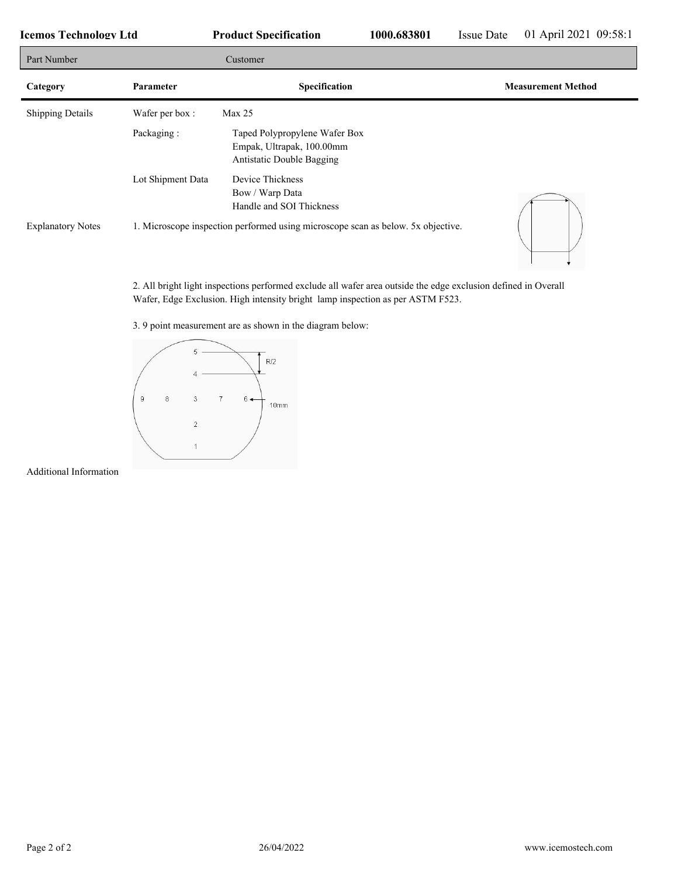| Part Number | Customer | | |
|---|---|---|---|
| **Category** | **Parameter** | **Specification** | **Measurement Method** |
| Shipping Details | Wafer per box : | Max 25 | |
| | Packaging : | Taped Polypropylene Wafer Box<br>Empak, Ultrapak, 100.00mm<br>Antistatic Double Bagging | |
| | Lot Shipment Data | Device Thickness<br>Bow / Warp Data<br>Handle and SOI Thickness | |

Explanatory Notes

1. Microscope inspection performed using microscope scan as below. 5x objective.

2. All bright light inspections performed exclude all wafer area outside the edge exclusion defined in Overall Wafer, Edge Exclusion. High intensity bright lamp inspection as per ASTM F523.

3. 9 point measurement are as shown in the diagram below:

5
4
9 8 3 7 6
2
1
R/2
10mm

Additional Information